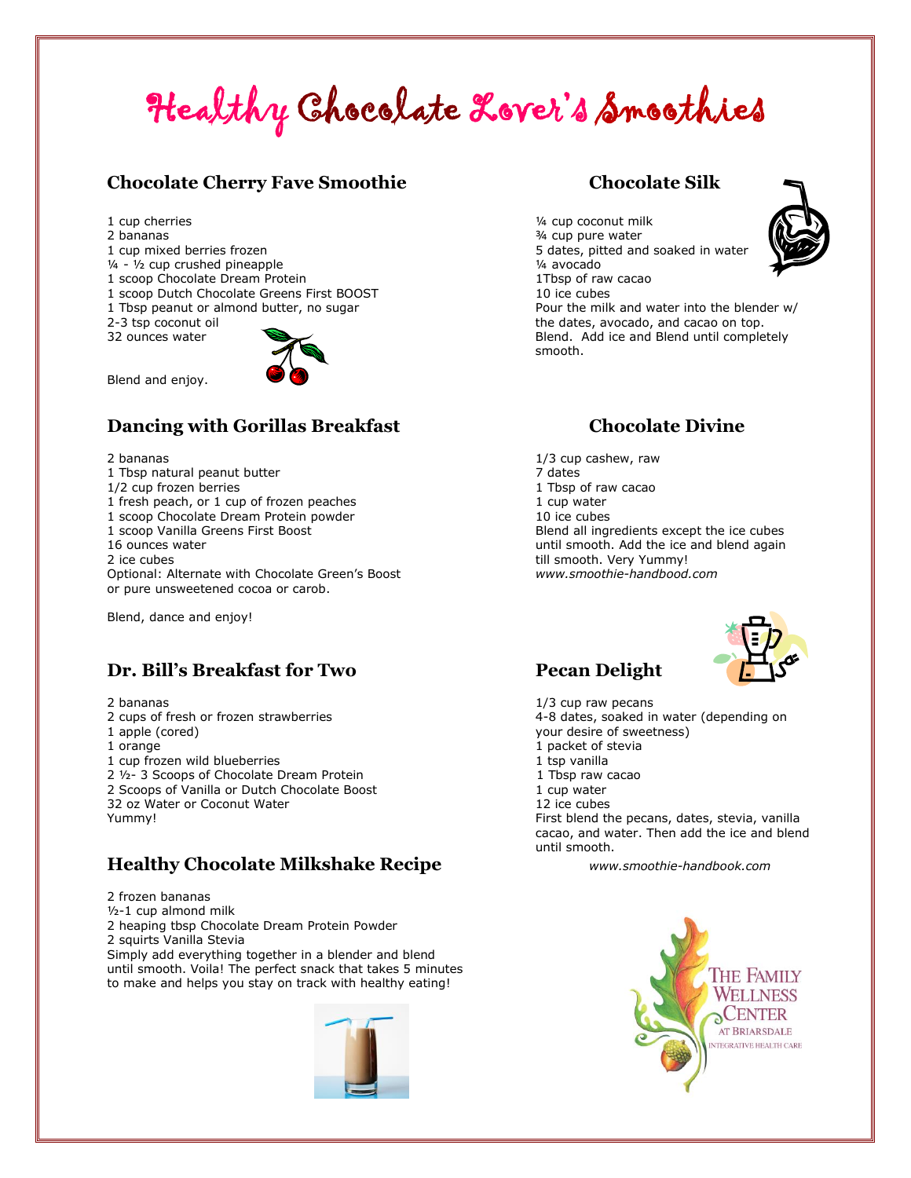# Healthy Chocolate Lover's Smoothies

## Chocolate Cherry Fave Smoothie

1 cup cherries
2 bananas
1 cup mixed berries frozen
¼ - ½ cup crushed pineapple
1 scoop Chocolate Dream Protein
1 scoop Dutch Chocolate Greens First BOOST
1 Tbsp peanut or almond butter, no sugar
2-3 tsp coconut oil
32 ounces water

Blend and enjoy.

## Dancing with Gorillas Breakfast

2 bananas
1 Tbsp natural peanut butter
1/2 cup frozen berries
1 fresh peach, or 1 cup of frozen peaches
1 scoop Chocolate Dream Protein powder
1 scoop Vanilla Greens First Boost
16 ounces water
2 ice cubes
Optional: Alternate with Chocolate Green's Boost or pure unsweetened cocoa or carob.

Blend, dance and enjoy!

## Dr. Bill's Breakfast for Two

2 bananas
2 cups of fresh or frozen strawberries
1 apple (cored)
1 orange
1 cup frozen wild blueberries
2 ½- 3 Scoops of Chocolate Dream Protein
2 Scoops of Vanilla or Dutch Chocolate Boost
32 oz Water or Coconut Water
Yummy!

## Healthy Chocolate Milkshake Recipe

2 frozen bananas
½-1 cup almond milk
2 heaping tbsp Chocolate Dream Protein Powder
2 squirts Vanilla Stevia
Simply add everything together in a blender and blend until smooth. Voila! The perfect snack that takes 5 minutes to make and helps you stay on track with healthy eating!

## Chocolate Silk

¼ cup coconut milk
¾ cup pure water
5 dates, pitted and soaked in water
¼ avocado
1Tbsp of raw cacao
10 ice cubes
Pour the milk and water into the blender w/ the dates, avocado, and cacao on top. Blend. Add ice and Blend until completely smooth.

## Chocolate Divine

1/3 cup cashew, raw
7 dates
1 Tbsp of raw cacao
1 cup water
10 ice cubes
Blend all ingredients except the ice cubes until smooth. Add the ice and blend again till smooth. Very Yummy!
*www.smoothie-handbood.com*

## Pecan Delight

1/3 cup raw pecans
4-8 dates, soaked in water (depending on your desire of sweetness)
1 packet of stevia
1 tsp vanilla
1 Tbsp raw cacao
1 cup water
12 ice cubes
First blend the pecans, dates, stevia, vanilla cacao, and water. Then add the ice and blend until smooth.

*www.smoothie-handbook.com*

THE FAMILY WELLNESS CENTER AT BRIARSDALE
INTEGRATIVE HEALTH CARE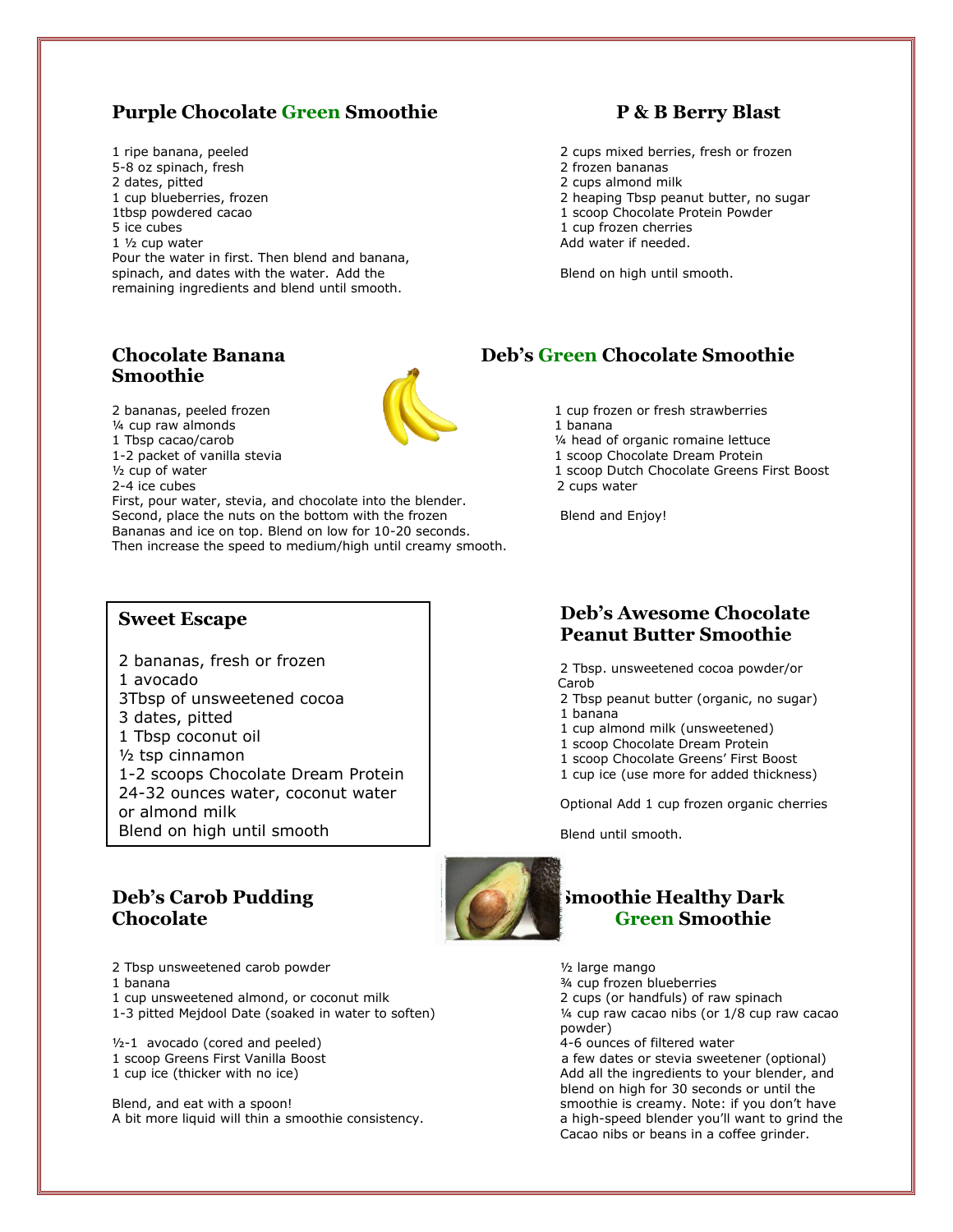## Purple Chocolate Green Smoothie

1 ripe banana, peeled
5-8 oz spinach, fresh
2 dates, pitted
1 cup blueberries, frozen
1tbsp powdered cacao
5 ice cubes
1 ½ cup water
Pour the water in first. Then blend and banana, spinach, and dates with the water. Add the remaining ingredients and blend until smooth.

## P & B Berry Blast

2 cups mixed berries, fresh or frozen
2 frozen bananas
2 cups almond milk
2 heaping Tbsp peanut butter, no sugar
1 scoop Chocolate Protein Powder
1 cup frozen cherries
Add water if needed.

Blend on high until smooth.

## Chocolate Banana Smoothie

2 bananas, peeled frozen
¼ cup raw almonds
1 Tbsp cacao/carob
1-2 packet of vanilla stevia
½ cup of water
2-4 ice cubes
First, pour water, stevia, and chocolate into the blender. Second, place the nuts on the bottom with the frozen Bananas and ice on top. Blend on low for 10-20 seconds. Then increase the speed to medium/high until creamy smooth.

## Deb's Green Chocolate Smoothie

1 cup frozen or fresh strawberries
1 banana
¼ head of organic romaine lettuce
1 scoop Chocolate Dream Protein
1 scoop Dutch Chocolate Greens First Boost
2 cups water

Blend and Enjoy!

## Sweet Escape

2 bananas, fresh or frozen
1 avocado
3Tbsp of unsweetened cocoa
3 dates, pitted
1 Tbsp coconut oil
½ tsp cinnamon
1-2 scoops Chocolate Dream Protein
24-32 ounces water, coconut water or almond milk
Blend on high until smooth

## Deb's Awesome Chocolate Peanut Butter Smoothie

2 Tbsp. unsweetened cocoa powder/or Carob
2 Tbsp peanut butter (organic, no sugar)
1 banana
1 cup almond milk (unsweetened)
1 scoop Chocolate Dream Protein
1 scoop Chocolate Greens' First Boost
1 cup ice (use more for added thickness)

Optional Add 1 cup frozen organic cherries

Blend until smooth.

## Deb's Carob Pudding Chocolate

2 Tbsp unsweetened carob powder
1 banana
1 cup unsweetened almond, or coconut milk
1-3 pitted Mejdool Date (soaked in water to soften)

½-1 avocado (cored and peeled)
1 scoop Greens First Vanilla Boost
1 cup ice (thicker with no ice)

Blend, and eat with a spoon!
A bit more liquid will thin a smoothie consistency.

## Smoothie Healthy Dark Green Smoothie

½ large mango
¾ cup frozen blueberries
2 cups (or handfuls) of raw spinach
¼ cup raw cacao nibs (or 1/8 cup raw cacao powder)
4-6 ounces of filtered water
a few dates or stevia sweetener (optional)
Add all the ingredients to your blender, and blend on high for 30 seconds or until the smoothie is creamy. Note: if you don't have a high-speed blender you'll want to grind the Cacao nibs or beans in a coffee grinder.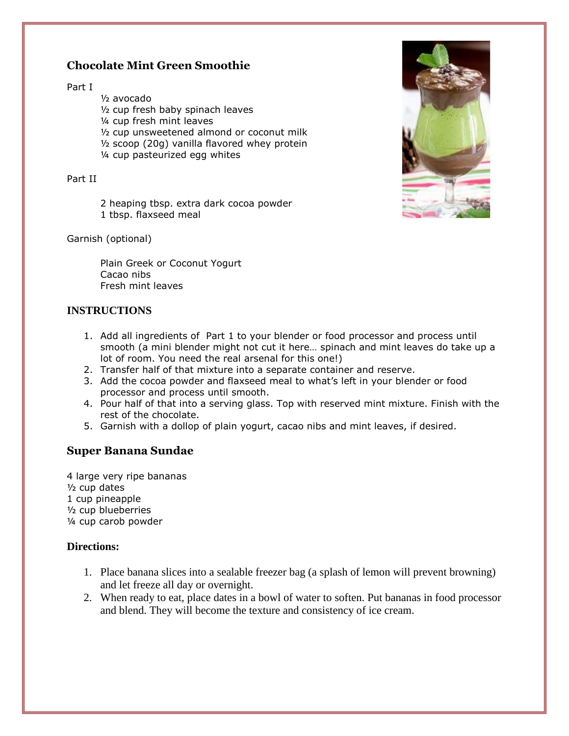## Chocolate Mint Green Smoothie

Part I

- ½ avocado
- ½ cup fresh baby spinach leaves
- ¼ cup fresh mint leaves
- ½ cup unsweetened almond or coconut milk
- ½ scoop (20g) vanilla flavored whey protein
- ¼ cup pasteurized egg whites

Part II

- 2 heaping tbsp. extra dark cocoa powder
- 1 tbsp. flaxseed meal

Garnish (optional)

- Plain Greek or Coconut Yogurt
- Cacao nibs
- Fresh mint leaves

### INSTRUCTIONS

1. Add all ingredients of Part 1 to your blender or food processor and process until smooth (a mini blender might not cut it here… spinach and mint leaves do take up a lot of room. You need the real arsenal for this one!)
2. Transfer half of that mixture into a separate container and reserve.
3. Add the cocoa powder and flaxseed meal to what's left in your blender or food processor and process until smooth.
4. Pour half of that into a serving glass. Top with reserved mint mixture. Finish with the rest of the chocolate.
5. Garnish with a dollop of plain yogurt, cacao nibs and mint leaves, if desired.

## Super Banana Sundae

4 large very ripe bananas
½ cup dates
1 cup pineapple
½ cup blueberries
¼ cup carob powder

### Directions:

1. Place banana slices into a sealable freezer bag (a splash of lemon will prevent browning) and let freeze all day or overnight.
2. When ready to eat, place dates in a bowl of water to soften. Put bananas in food processor and blend. They will become the texture and consistency of ice cream.